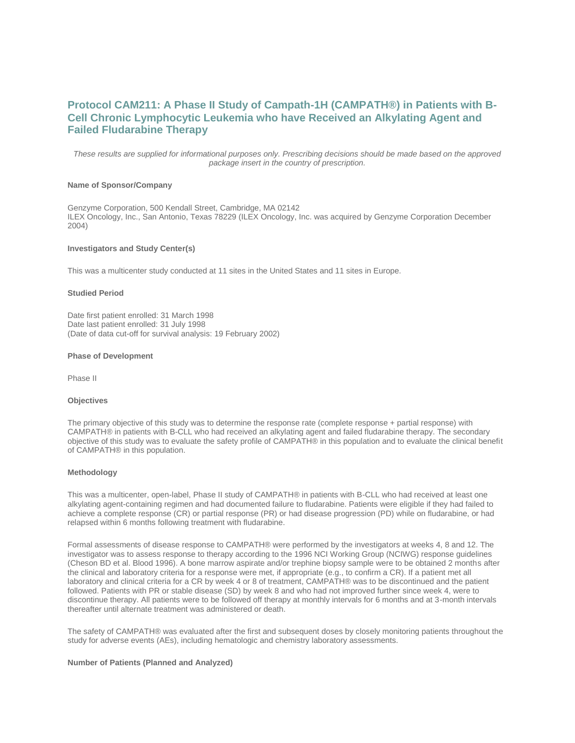# Protocol CAM211: A Phase II Study of Campath-1H (CAMPATH®) in Patients with B-Cell Chronic Lymphocytic Leukemia who have Received an Alkylating Agent and Failed Fludarabine Therapy

*These results are supplied for informational purposes only. Prescribing decisions should be made based on the approved package insert in the country of prescription.*

### Name of Sponsor/Company

Genzyme Corporation, 500 Kendall Street, Cambridge, MA 02142
ILEX Oncology, Inc., San Antonio, Texas 78229 (ILEX Oncology, Inc. was acquired by Genzyme Corporation December 2004)

### Investigators and Study Center(s)

This was a multicenter study conducted at 11 sites in the United States and 11 sites in Europe.

### Studied Period

Date first patient enrolled: 31 March 1998
Date last patient enrolled: 31 July 1998
(Date of data cut-off for survival analysis: 19 February 2002)

### Phase of Development

Phase II

### Objectives

The primary objective of this study was to determine the response rate (complete response + partial response) with CAMPATH® in patients with B-CLL who had received an alkylating agent and failed fludarabine therapy. The secondary objective of this study was to evaluate the safety profile of CAMPATH® in this population and to evaluate the clinical benefit of CAMPATH® in this population.

### Methodology

This was a multicenter, open-label, Phase II study of CAMPATH® in patients with B-CLL who had received at least one alkylating agent-containing regimen and had documented failure to fludarabine. Patients were eligible if they had failed to achieve a complete response (CR) or partial response (PR) or had disease progression (PD) while on fludarabine, or had relapsed within 6 months following treatment with fludarabine.

Formal assessments of disease response to CAMPATH® were performed by the investigators at weeks 4, 8 and 12. The investigator was to assess response to therapy according to the 1996 NCI Working Group (NCIWG) response guidelines (Cheson BD et al. Blood 1996). A bone marrow aspirate and/or trephine biopsy sample were to be obtained 2 months after the clinical and laboratory criteria for a response were met, if appropriate (e.g., to confirm a CR). If a patient met all laboratory and clinical criteria for a CR by week 4 or 8 of treatment, CAMPATH® was to be discontinued and the patient followed. Patients with PR or stable disease (SD) by week 8 and who had not improved further since week 4, were to discontinue therapy. All patients were to be followed off therapy at monthly intervals for 6 months and at 3-month intervals thereafter until alternate treatment was administered or death.

The safety of CAMPATH® was evaluated after the first and subsequent doses by closely monitoring patients throughout the study for adverse events (AEs), including hematologic and chemistry laboratory assessments.

### Number of Patients (Planned and Analyzed)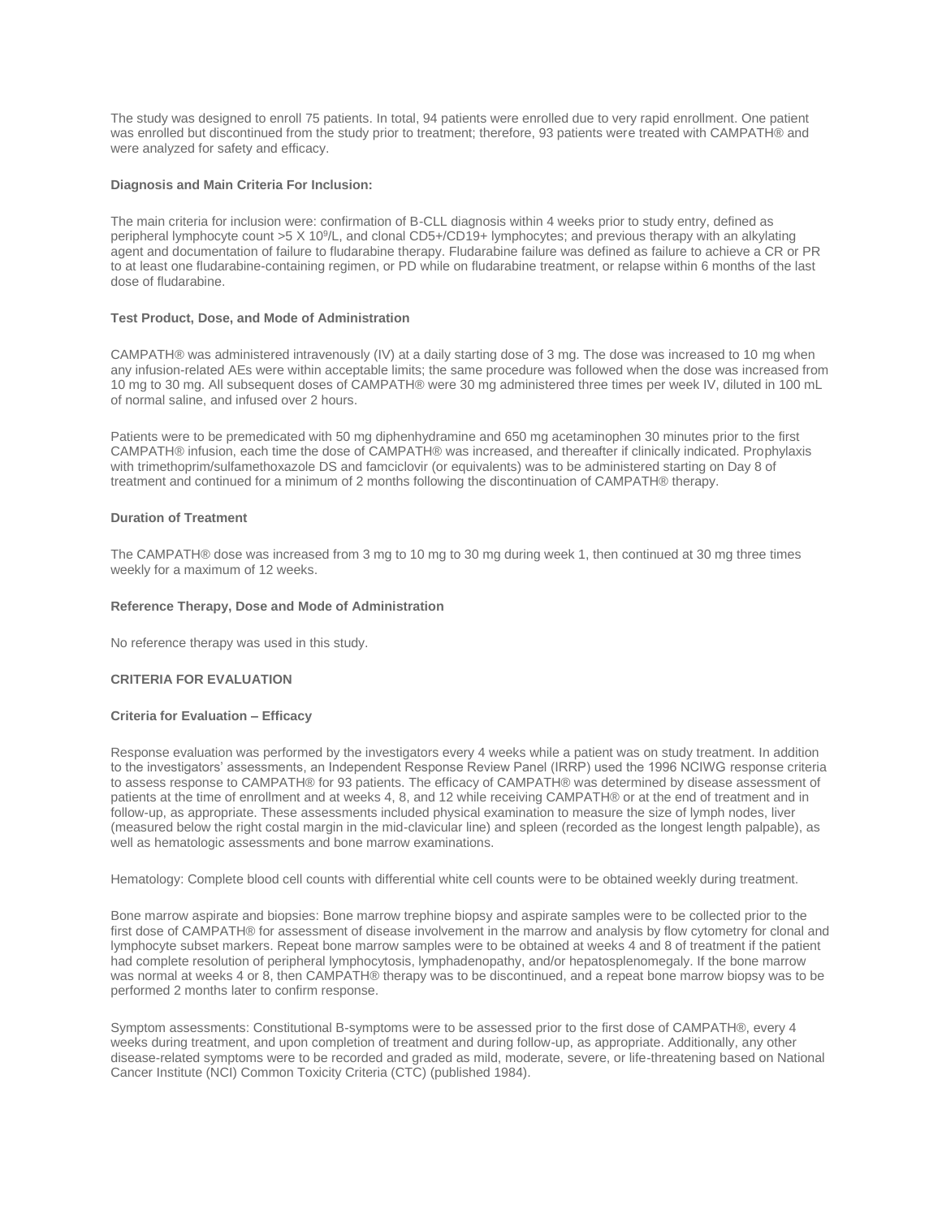The study was designed to enroll 75 patients. In total, 94 patients were enrolled due to very rapid enrollment. One patient was enrolled but discontinued from the study prior to treatment; therefore, 93 patients were treated with CAMPATH® and were analyzed for safety and efficacy.

**Diagnosis and Main Criteria For Inclusion:**

The main criteria for inclusion were: confirmation of B-CLL diagnosis within 4 weeks prior to study entry, defined as peripheral lymphocyte count >5 X $10^9$/L, and clonal CD5+/CD19+ lymphocytes; and previous therapy with an alkylating agent and documentation of failure to fludarabine therapy. Fludarabine failure was defined as failure to achieve a CR or PR to at least one fludarabine-containing regimen, or PD while on fludarabine treatment, or relapse within 6 months of the last dose of fludarabine.

**Test Product, Dose, and Mode of Administration**

CAMPATH® was administered intravenously (IV) at a daily starting dose of 3 mg. The dose was increased to 10 mg when any infusion-related AEs were within acceptable limits; the same procedure was followed when the dose was increased from 10 mg to 30 mg. All subsequent doses of CAMPATH® were 30 mg administered three times per week IV, diluted in 100 mL of normal saline, and infused over 2 hours.

Patients were to be premedicated with 50 mg diphenhydramine and 650 mg acetaminophen 30 minutes prior to the first CAMPATH® infusion, each time the dose of CAMPATH® was increased, and thereafter if clinically indicated. Prophylaxis with trimethoprim/sulfamethoxazole DS and famciclovir (or equivalents) was to be administered starting on Day 8 of treatment and continued for a minimum of 2 months following the discontinuation of CAMPATH® therapy.

**Duration of Treatment**

The CAMPATH® dose was increased from 3 mg to 10 mg to 30 mg during week 1, then continued at 30 mg three times weekly for a maximum of 12 weeks.

**Reference Therapy, Dose and Mode of Administration**

No reference therapy was used in this study.

**CRITERIA FOR EVALUATION**

**Criteria for Evaluation – Efficacy**

Response evaluation was performed by the investigators every 4 weeks while a patient was on study treatment. In addition to the investigators' assessments, an Independent Response Review Panel (IRRP) used the 1996 NCIWG response criteria to assess response to CAMPATH® for 93 patients. The efficacy of CAMPATH® was determined by disease assessment of patients at the time of enrollment and at weeks 4, 8, and 12 while receiving CAMPATH® or at the end of treatment and in follow-up, as appropriate. These assessments included physical examination to measure the size of lymph nodes, liver (measured below the right costal margin in the mid-clavicular line) and spleen (recorded as the longest length palpable), as well as hematologic assessments and bone marrow examinations.

Hematology: Complete blood cell counts with differential white cell counts were to be obtained weekly during treatment.

Bone marrow aspirate and biopsies: Bone marrow trephine biopsy and aspirate samples were to be collected prior to the first dose of CAMPATH® for assessment of disease involvement in the marrow and analysis by flow cytometry for clonal and lymphocyte subset markers. Repeat bone marrow samples were to be obtained at weeks 4 and 8 of treatment if the patient had complete resolution of peripheral lymphocytosis, lymphadenopathy, and/or hepatosplenomegaly. If the bone marrow was normal at weeks 4 or 8, then CAMPATH® therapy was to be discontinued, and a repeat bone marrow biopsy was to be performed 2 months later to confirm response.

Symptom assessments: Constitutional B-symptoms were to be assessed prior to the first dose of CAMPATH®, every 4 weeks during treatment, and upon completion of treatment and during follow-up, as appropriate. Additionally, any other disease-related symptoms were to be recorded and graded as mild, moderate, severe, or life-threatening based on National Cancer Institute (NCI) Common Toxicity Criteria (CTC) (published 1984).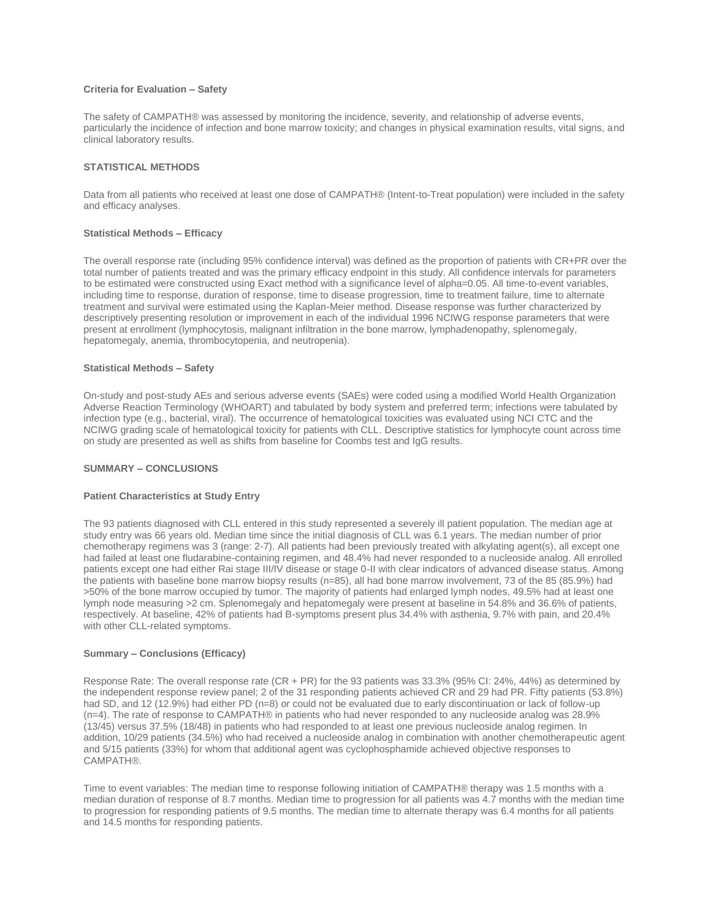**Criteria for Evaluation – Safety**

The safety of CAMPATH® was assessed by monitoring the incidence, severity, and relationship of adverse events, particularly the incidence of infection and bone marrow toxicity; and changes in physical examination results, vital signs, and clinical laboratory results.

## STATISTICAL METHODS

Data from all patients who received at least one dose of CAMPATH® (Intent-to-Treat population) were included in the safety and efficacy analyses.

**Statistical Methods – Efficacy**

The overall response rate (including 95% confidence interval) was defined as the proportion of patients with CR+PR over the total number of patients treated and was the primary efficacy endpoint in this study. All confidence intervals for parameters to be estimated were constructed using Exact method with a significance level of alpha=0.05. All time-to-event variables, including time to response, duration of response, time to disease progression, time to treatment failure, time to alternate treatment and survival were estimated using the Kaplan-Meier method. Disease response was further characterized by descriptively presenting resolution or improvement in each of the individual 1996 NCIWG response parameters that were present at enrollment (lymphocytosis, malignant infiltration in the bone marrow, lymphadenopathy, splenomegaly, hepatomegaly, anemia, thrombocytopenia, and neutropenia).

**Statistical Methods – Safety**

On-study and post-study AEs and serious adverse events (SAEs) were coded using a modified World Health Organization Adverse Reaction Terminology (WHOART) and tabulated by body system and preferred term; infections were tabulated by infection type (e.g., bacterial, viral). The occurrence of hematological toxicities was evaluated using NCI CTC and the NCIWG grading scale of hematological toxicity for patients with CLL. Descriptive statistics for lymphocyte count across time on study are presented as well as shifts from baseline for Coombs test and IgG results.

## SUMMARY – CONCLUSIONS

**Patient Characteristics at Study Entry**

The 93 patients diagnosed with CLL entered in this study represented a severely ill patient population. The median age at study entry was 66 years old. Median time since the initial diagnosis of CLL was 6.1 years. The median number of prior chemotherapy regimens was 3 (range: 2-7). All patients had been previously treated with alkylating agent(s), all except one had failed at least one fludarabine-containing regimen, and 48.4% had never responded to a nucleoside analog. All enrolled patients except one had either Rai stage III/IV disease or stage 0-II with clear indicators of advanced disease status. Among the patients with baseline bone marrow biopsy results (n=85), all had bone marrow involvement, 73 of the 85 (85.9%) had >50% of the bone marrow occupied by tumor. The majority of patients had enlarged lymph nodes, 49.5% had at least one lymph node measuring >2 cm. Splenomegaly and hepatomegaly were present at baseline in 54.8% and 36.6% of patients, respectively. At baseline, 42% of patients had B-symptoms present plus 34.4% with asthenia, 9.7% with pain, and 20.4% with other CLL-related symptoms.

**Summary – Conclusions (Efficacy)**

Response Rate: The overall response rate (CR + PR) for the 93 patients was 33.3% (95% CI: 24%, 44%) as determined by the independent response review panel; 2 of the 31 responding patients achieved CR and 29 had PR. Fifty patients (53.8%) had SD, and 12 (12.9%) had either PD (n=8) or could not be evaluated due to early discontinuation or lack of follow-up (n=4). The rate of response to CAMPATH® in patients who had never responded to any nucleoside analog was 28.9% (13/45) versus 37.5% (18/48) in patients who had responded to at least one previous nucleoside analog regimen. In addition, 10/29 patients (34.5%) who had received a nucleoside analog in combination with another chemotherapeutic agent and 5/15 patients (33%) for whom that additional agent was cyclophosphamide achieved objective responses to CAMPATH®.

Time to event variables: The median time to response following initiation of CAMPATH® therapy was 1.5 months with a median duration of response of 8.7 months. Median time to progression for all patients was 4.7 months with the median time to progression for responding patients of 9.5 months. The median time to alternate therapy was 6.4 months for all patients and 14.5 months for responding patients.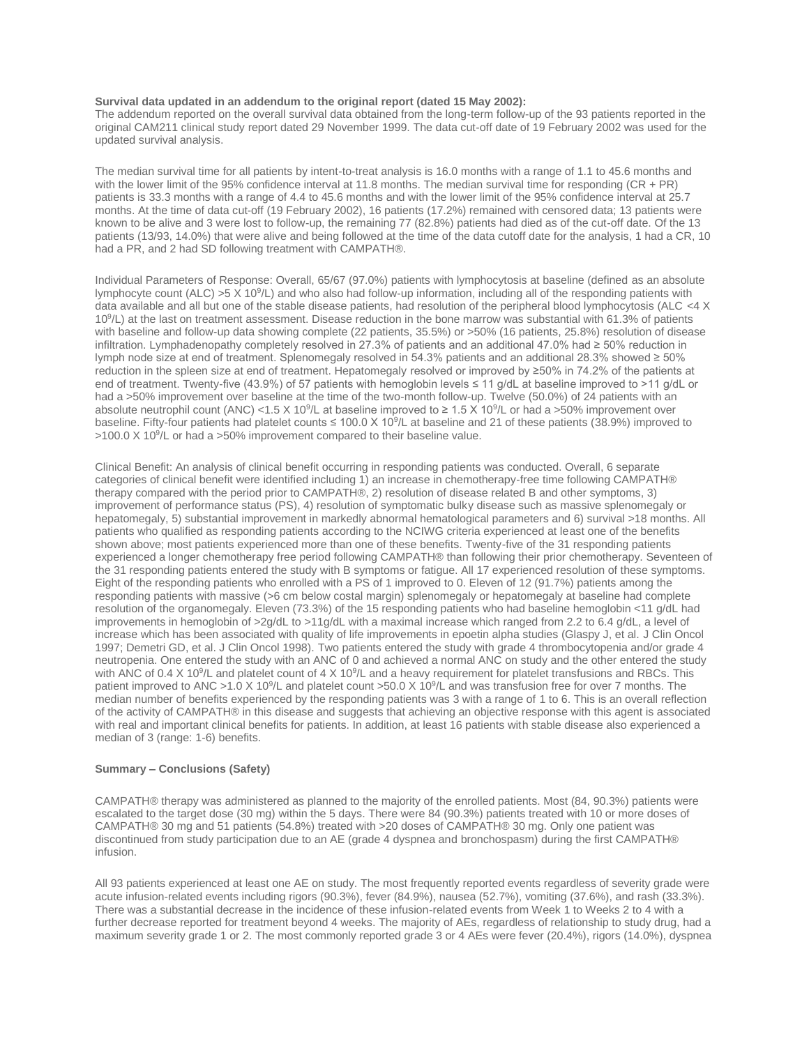**Survival data updated in an addendum to the original report (dated 15 May 2002):**
The addendum reported on the overall survival data obtained from the long-term follow-up of the 93 patients reported in the original CAM211 clinical study report dated 29 November 1999. The data cut-off date of 19 February 2002 was used for the updated survival analysis.

The median survival time for all patients by intent-to-treat analysis is 16.0 months with a range of 1.1 to 45.6 months and with the lower limit of the 95% confidence interval at 11.8 months. The median survival time for responding (CR + PR) patients is 33.3 months with a range of 4.4 to 45.6 months and with the lower limit of the 95% confidence interval at 25.7 months. At the time of data cut-off (19 February 2002), 16 patients (17.2%) remained with censored data; 13 patients were known to be alive and 3 were lost to follow-up, the remaining 77 (82.8%) patients had died as of the cut-off date. Of the 13 patients (13/93, 14.0%) that were alive and being followed at the time of the data cutoff date for the analysis, 1 had a CR, 10 had a PR, and 2 had SD following treatment with CAMPATH®.

Individual Parameters of Response: Overall, 65/67 (97.0%) patients with lymphocytosis at baseline (defined as an absolute lymphocyte count (ALC) >5 X $10^9$/L) and who also had follow-up information, including all of the responding patients with data available and all but one of the stable disease patients, had resolution of the peripheral blood lymphocytosis (ALC <4 X $10^9$/L) at the last on treatment assessment. Disease reduction in the bone marrow was substantial with 61.3% of patients with baseline and follow-up data showing complete (22 patients, 35.5%) or >50% (16 patients, 25.8%) resolution of disease infiltration. Lymphadenopathy completely resolved in 27.3% of patients and an additional 47.0% had ≥ 50% reduction in lymph node size at end of treatment. Splenomegaly resolved in 54.3% patients and an additional 28.3% showed ≥ 50% reduction in the spleen size at end of treatment. Hepatomegaly resolved or improved by ≥50% in 74.2% of the patients at end of treatment. Twenty-five (43.9%) of 57 patients with hemoglobin levels ≤ 11 g/dL at baseline improved to >11 g/dL or had a >50% improvement over baseline at the time of the two-month follow-up. Twelve (50.0%) of 24 patients with an absolute neutrophil count (ANC) <1.5 X $10^9$/L at baseline improved to ≥ 1.5 X $10^9$/L or had a >50% improvement over baseline. Fifty-four patients had platelet counts ≤ 100.0 X $10^9$/L at baseline and 21 of these patients (38.9%) improved to >100.0 X $10^9$/L or had a >50% improvement compared to their baseline value.

Clinical Benefit: An analysis of clinical benefit occurring in responding patients was conducted. Overall, 6 separate categories of clinical benefit were identified including 1) an increase in chemotherapy-free time following CAMPATH® therapy compared with the period prior to CAMPATH®, 2) resolution of disease related B and other symptoms, 3) improvement of performance status (PS), 4) resolution of symptomatic bulky disease such as massive splenomegaly or hepatomegaly, 5) substantial improvement in markedly abnormal hematological parameters and 6) survival >18 months. All patients who qualified as responding patients according to the NCIWG criteria experienced at least one of the benefits shown above; most patients experienced more than one of these benefits. Twenty-five of the 31 responding patients experienced a longer chemotherapy free period following CAMPATH® than following their prior chemotherapy. Seventeen of the 31 responding patients entered the study with B symptoms or fatigue. All 17 experienced resolution of these symptoms. Eight of the responding patients who enrolled with a PS of 1 improved to 0. Eleven of 12 (91.7%) patients among the responding patients with massive (>6 cm below costal margin) splenomegaly or hepatomegaly at baseline had complete resolution of the organomegaly. Eleven (73.3%) of the 15 responding patients who had baseline hemoglobin <11 g/dL had improvements in hemoglobin of >2g/dL to >11g/dL with a maximal increase which ranged from 2.2 to 6.4 g/dL, a level of increase which has been associated with quality of life improvements in epoetin alpha studies (Glaspy J, et al. J Clin Oncol 1997; Demetri GD, et al. J Clin Oncol 1998). Two patients entered the study with grade 4 thrombocytopenia and/or grade 4 neutropenia. One entered the study with an ANC of 0 and achieved a normal ANC on study and the other entered the study with ANC of 0.4 X $10^9$/L and platelet count of 4 X $10^9$/L and a heavy requirement for platelet transfusions and RBCs. This patient improved to ANC >1.0 X $10^9$/L and platelet count >50.0 X $10^9$/L and was transfusion free for over 7 months. The median number of benefits experienced by the responding patients was 3 with a range of 1 to 6. This is an overall reflection of the activity of CAMPATH® in this disease and suggests that achieving an objective response with this agent is associated with real and important clinical benefits for patients. In addition, at least 16 patients with stable disease also experienced a median of 3 (range: 1-6) benefits.

**Summary – Conclusions (Safety)**

CAMPATH® therapy was administered as planned to the majority of the enrolled patients. Most (84, 90.3%) patients were escalated to the target dose (30 mg) within the 5 days. There were 84 (90.3%) patients treated with 10 or more doses of CAMPATH® 30 mg and 51 patients (54.8%) treated with >20 doses of CAMPATH® 30 mg. Only one patient was discontinued from study participation due to an AE (grade 4 dyspnea and bronchospasm) during the first CAMPATH® infusion.

All 93 patients experienced at least one AE on study. The most frequently reported events regardless of severity grade were acute infusion-related events including rigors (90.3%), fever (84.9%), nausea (52.7%), vomiting (37.6%), and rash (33.3%). There was a substantial decrease in the incidence of these infusion-related events from Week 1 to Weeks 2 to 4 with a further decrease reported for treatment beyond 4 weeks. The majority of AEs, regardless of relationship to study drug, had a maximum severity grade 1 or 2. The most commonly reported grade 3 or 4 AEs were fever (20.4%), rigors (14.0%), dyspnea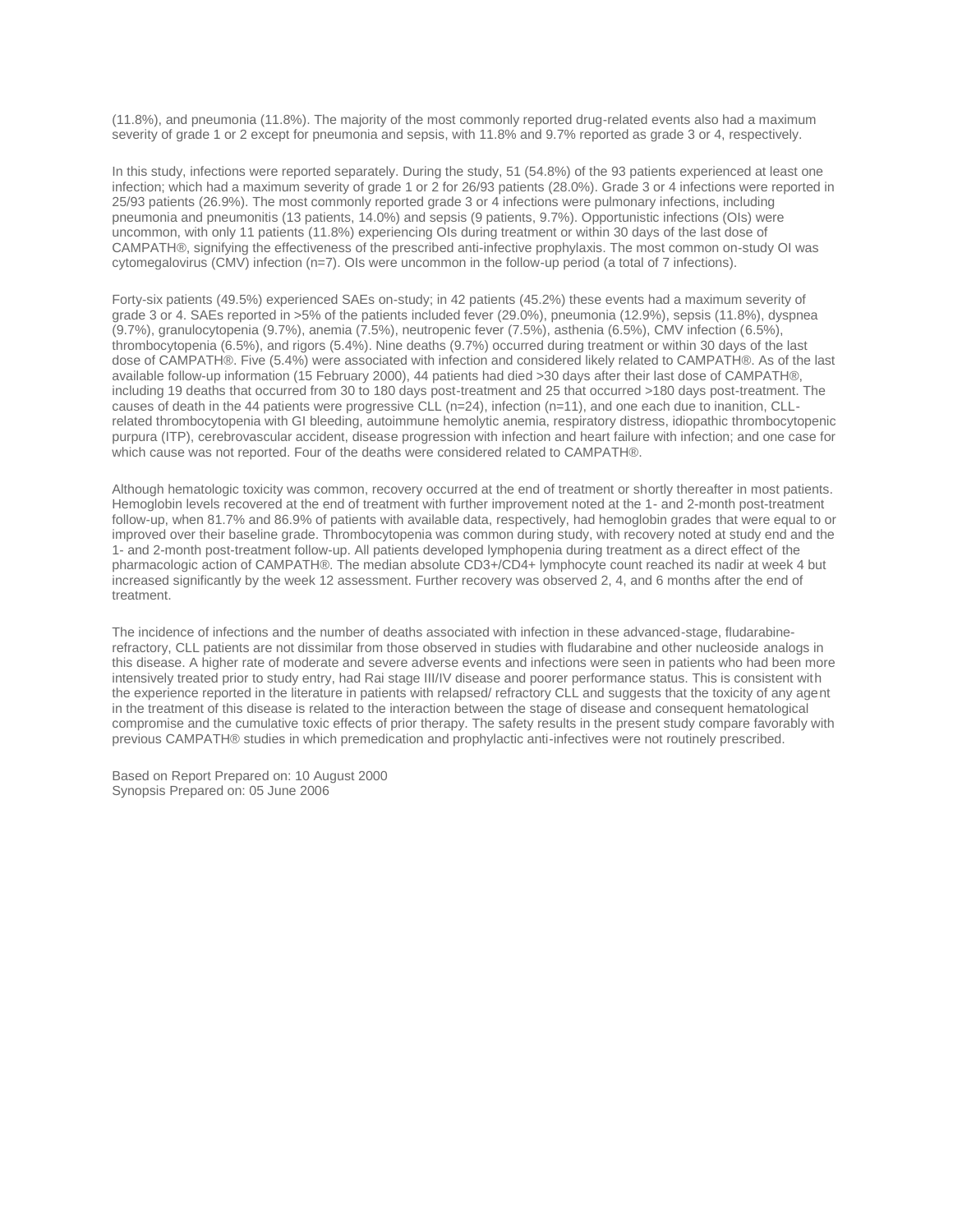(11.8%), and pneumonia (11.8%). The majority of the most commonly reported drug-related events also had a maximum severity of grade 1 or 2 except for pneumonia and sepsis, with 11.8% and 9.7% reported as grade 3 or 4, respectively.

In this study, infections were reported separately. During the study, 51 (54.8%) of the 93 patients experienced at least one infection; which had a maximum severity of grade 1 or 2 for 26/93 patients (28.0%). Grade 3 or 4 infections were reported in 25/93 patients (26.9%). The most commonly reported grade 3 or 4 infections were pulmonary infections, including pneumonia and pneumonitis (13 patients, 14.0%) and sepsis (9 patients, 9.7%). Opportunistic infections (OIs) were uncommon, with only 11 patients (11.8%) experiencing OIs during treatment or within 30 days of the last dose of CAMPATH®, signifying the effectiveness of the prescribed anti-infective prophylaxis. The most common on-study OI was cytomegalovirus (CMV) infection (n=7). OIs were uncommon in the follow-up period (a total of 7 infections).

Forty-six patients (49.5%) experienced SAEs on-study; in 42 patients (45.2%) these events had a maximum severity of grade 3 or 4. SAEs reported in >5% of the patients included fever (29.0%), pneumonia (12.9%), sepsis (11.8%), dyspnea (9.7%), granulocytopenia (9.7%), anemia (7.5%), neutropenic fever (7.5%), asthenia (6.5%), CMV infection (6.5%), thrombocytopenia (6.5%), and rigors (5.4%). Nine deaths (9.7%) occurred during treatment or within 30 days of the last dose of CAMPATH®. Five (5.4%) were associated with infection and considered likely related to CAMPATH®. As of the last available follow-up information (15 February 2000), 44 patients had died >30 days after their last dose of CAMPATH®, including 19 deaths that occurred from 30 to 180 days post-treatment and 25 that occurred >180 days post-treatment. The causes of death in the 44 patients were progressive CLL (n=24), infection (n=11), and one each due to inanition, CLL-related thrombocytopenia with GI bleeding, autoimmune hemolytic anemia, respiratory distress, idiopathic thrombocytopenic purpura (ITP), cerebrovascular accident, disease progression with infection and heart failure with infection; and one case for which cause was not reported. Four of the deaths were considered related to CAMPATH®.

Although hematologic toxicity was common, recovery occurred at the end of treatment or shortly thereafter in most patients. Hemoglobin levels recovered at the end of treatment with further improvement noted at the 1- and 2-month post-treatment follow-up, when 81.7% and 86.9% of patients with available data, respectively, had hemoglobin grades that were equal to or improved over their baseline grade. Thrombocytopenia was common during study, with recovery noted at study end and the 1- and 2-month post-treatment follow-up. All patients developed lymphopenia during treatment as a direct effect of the pharmacologic action of CAMPATH®. The median absolute CD3+/CD4+ lymphocyte count reached its nadir at week 4 but increased significantly by the week 12 assessment. Further recovery was observed 2, 4, and 6 months after the end of treatment.

The incidence of infections and the number of deaths associated with infection in these advanced-stage, fludarabine-refractory, CLL patients are not dissimilar from those observed in studies with fludarabine and other nucleoside analogs in this disease. A higher rate of moderate and severe adverse events and infections were seen in patients who had been more intensively treated prior to study entry, had Rai stage III/IV disease and poorer performance status. This is consistent with the experience reported in the literature in patients with relapsed/ refractory CLL and suggests that the toxicity of any agent in the treatment of this disease is related to the interaction between the stage of disease and consequent hematological compromise and the cumulative toxic effects of prior therapy. The safety results in the present study compare favorably with previous CAMPATH® studies in which premedication and prophylactic anti-infectives were not routinely prescribed.

Based on Report Prepared on: 10 August 2000
Synopsis Prepared on: 05 June 2006